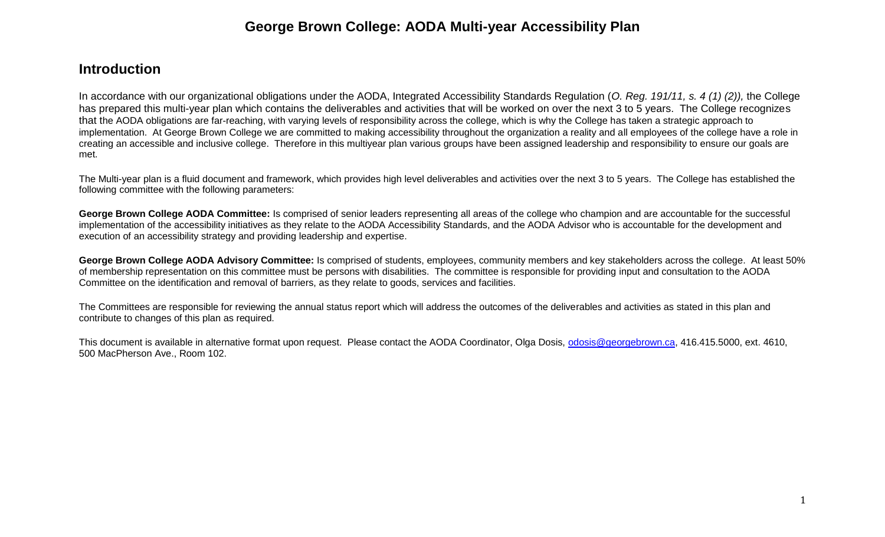# George Brown College: AODA Multi-year Accessibility Plan

## Introduction

In accordance with our organizational obligations under the AODA, Integrated Accessibility Standards Regulation (*O. Reg. 191/11, s. 4 (1) (2)),* the College has prepared this multi-year plan which contains the deliverables and activities that will be worked on over the next 3 to 5 years. The College recognizes that the AODA obligations are far-reaching, with varying levels of responsibility across the college, which is why the College has taken a strategic approach to implementation. At George Brown College we are committed to making accessibility throughout the organization a reality and all employees of the college have a role in creating an accessible and inclusive college. Therefore in this multiyear plan various groups have been assigned leadership and responsibility to ensure our goals are met.

The Multi-year plan is a fluid document and framework, which provides high level deliverables and activities over the next 3 to 5 years. The College has established the following committee with the following parameters:

**George Brown College AODA Committee:** Is comprised of senior leaders representing all areas of the college who champion and are accountable for the successful implementation of the accessibility initiatives as they relate to the AODA Accessibility Standards, and the AODA Advisor who is accountable for the development and execution of an accessibility strategy and providing leadership and expertise.

**George Brown College AODA Advisory Committee:** Is comprised of students, employees, community members and key stakeholders across the college. At least 50% of membership representation on this committee must be persons with disabilities. The committee is responsible for providing input and consultation to the AODA Committee on the identification and removal of barriers, as they relate to goods, services and facilities.

The Committees are responsible for reviewing the annual status report which will address the outcomes of the deliverables and activities as stated in this plan and contribute to changes of this plan as required.

This document is available in alternative format upon request. Please contact the AODA Coordinator, Olga Dosis, odosis@georgebrown.ca, 416.415.5000, ext. 4610, 500 MacPherson Ave., Room 102.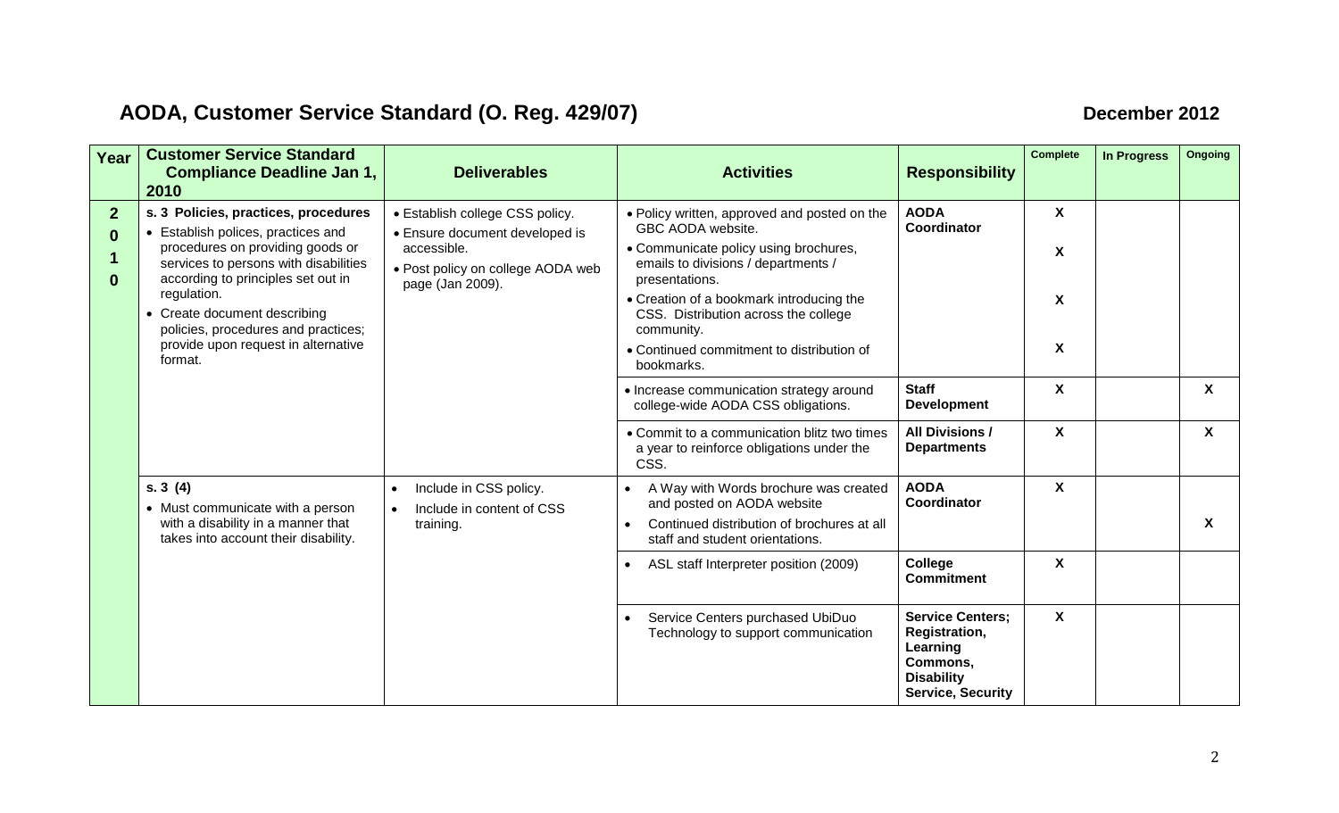## AODA, Customer Service Standard (O. Reg. 429/07)

December 2012

| Year | Customer Service Standard Compliance Deadline Jan 1, 2010 | Deliverables | Activities | Responsibility | Complete | In Progress | Ongoing |
|---|---|---|---|---|---|---|---|
| 2010 | **s. 3 Policies, practices, procedures**<br>• Establish polices, practices and procedures on providing goods or services to persons with disabilities according to principles set out in regulation.<br>• Create document describing policies, procedures and practices; provide upon request in alternative format. | • Establish college CSS policy.<br>• Ensure document developed is accessible.<br>• Post policy on college AODA web page (Jan 2009). | • Policy written, approved and posted on the GBC AODA website.<br>• Communicate policy using brochures, emails to divisions / departments / presentations.<br>• Creation of a bookmark introducing the CSS. Distribution across the college community.<br>• Continued commitment to distribution of bookmarks. | **AODA Coordinator** | X<br>X<br>X<br>X | | |
| | | | • Increase communication strategy around college-wide AODA CSS obligations. | **Staff Development** | X | | X |
| | | | • Commit to a communication blitz two times a year to reinforce obligations under the CSS. | **All Divisions / Departments** | X | | X |
| | **s. 3 (4)**<br>• Must communicate with a person with a disability in a manner that takes into account their disability. | • Include in CSS policy.<br>• Include in content of CSS training. | • A Way with Words brochure was created and posted on AODA website<br>• Continued distribution of brochures at all staff and student orientations. | **AODA Coordinator** | X | | X |
| | | | • ASL staff Interpreter position (2009) | **College Commitment** | X | | |
| | | | • Service Centers purchased UbiDuo Technology to support communication | **Service Centers; Registration, Learning Commons, Disability Service, Security** | X | | |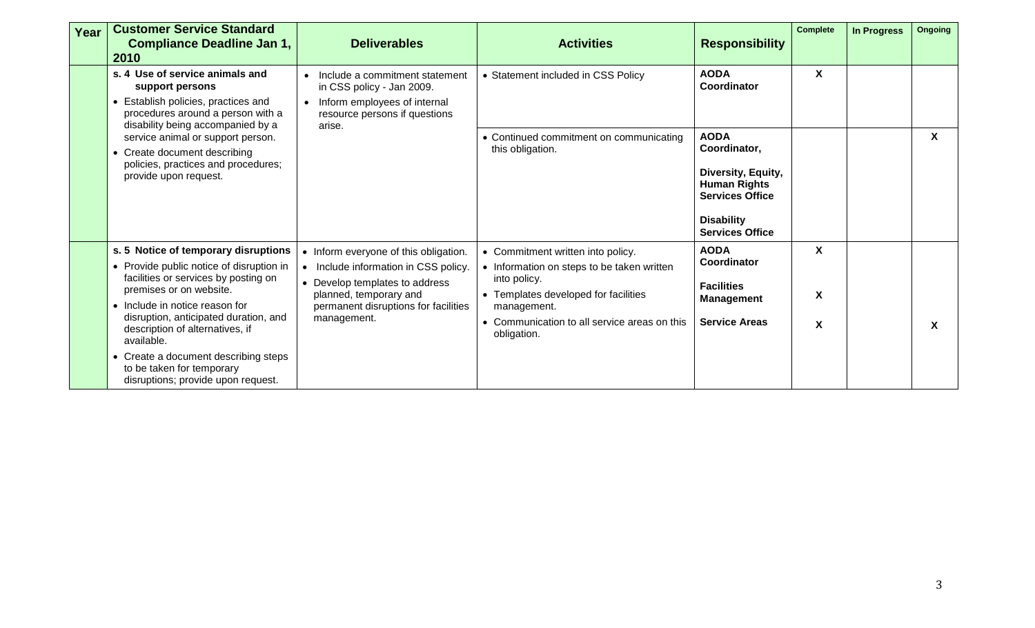| Year | Customer Service Standard Compliance Deadline Jan 1, 2010 | Deliverables | Activities | Responsibility | Complete | In Progress | Ongoing |
|---|---|---|---|---|---|---|---|
| | **s. 4 Use of service animals and support persons**<br>• Establish policies, practices and procedures around a person with a disability being accompanied by a service animal or support person.<br>• Create document describing policies, practices and procedures; provide upon request. | • Include a commitment statement in CSS policy - Jan 2009.<br>• Inform employees of internal resource persons if questions arise. | • Statement included in CSS Policy | **AODA Coordinator** | X | | |
| | | | • Continued commitment on communicating this obligation. | **AODA Coordinator,**<br><br>**Diversity, Equity, Human Rights Services Office**<br><br>**Disability Services Office** | | | X |
| | **s. 5 Notice of temporary disruptions**<br>• Provide public notice of disruption in facilities or services by posting on premises or on website.<br>• Include in notice reason for disruption, anticipated duration, and description of alternatives, if available.<br>• Create a document describing steps to be taken for temporary disruptions; provide upon request. | • Inform everyone of this obligation.<br>• Include information in CSS policy.<br>• Develop templates to address planned, temporary and permanent disruptions for facilities management. | • Commitment written into policy.<br>• Information on steps to be taken written into policy.<br>• Templates developed for facilities management.<br>• Communication to all service areas on this obligation. | **AODA Coordinator**<br><br>**Facilities Management**<br><br>**Service Areas** | X<br><br>X<br><br>X | | X |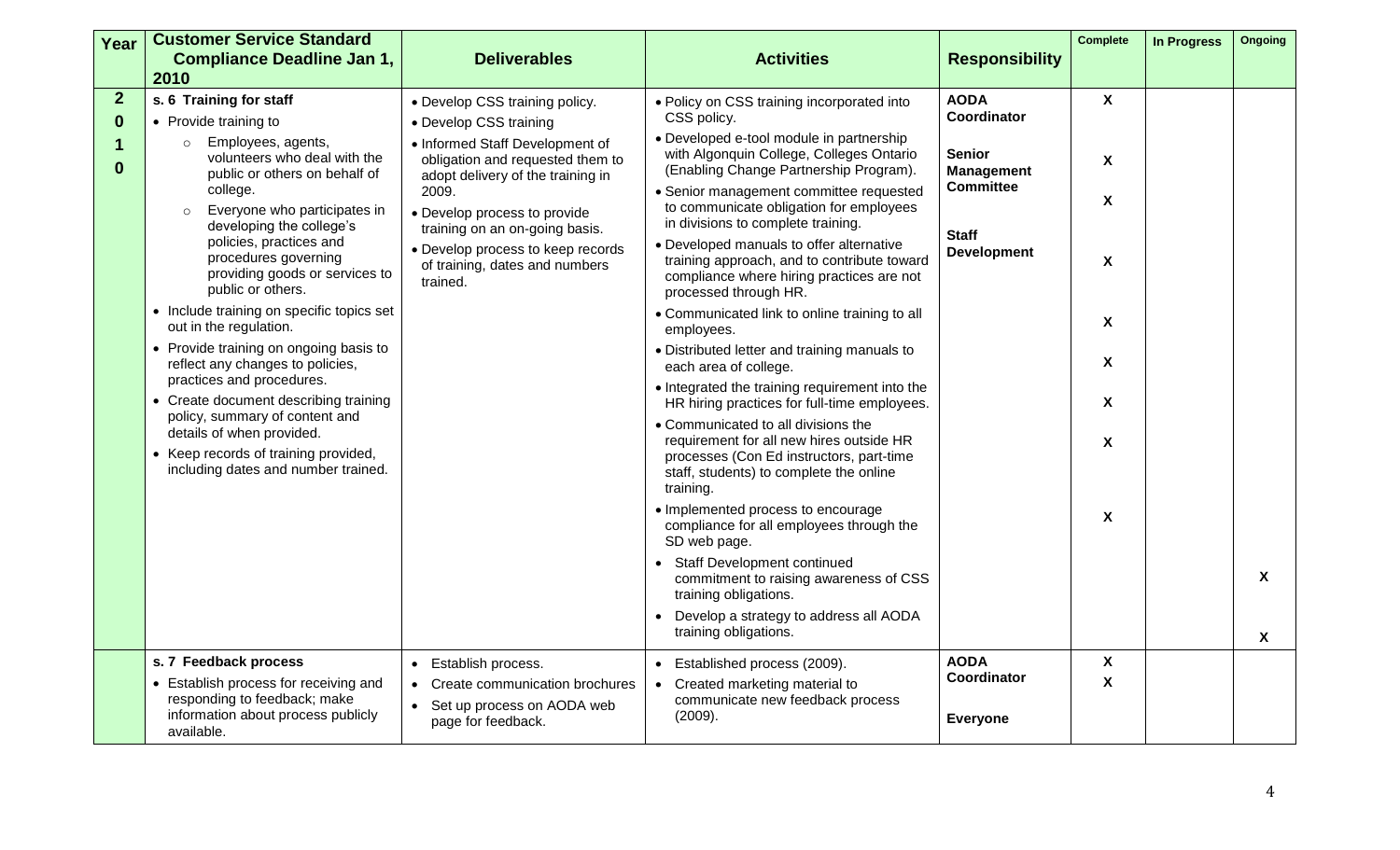| Year | Customer Service Standard Compliance Deadline Jan 1, 2010 | Deliverables | Activities | Responsibility | Complete | In Progress | Ongoing |
|---|---|---|---|---|---|---|---|
| 2010 | **s. 6 Training for staff**<br>• Provide training to<br>○ Employees, agents, volunteers who deal with the public or others on behalf of college.<br>○ Everyone who participates in developing the college's policies, practices and procedures governing providing goods or services to public or others.<br>• Include training on specific topics set out in the regulation.<br>• Provide training on ongoing basis to reflect any changes to policies, practices and procedures.<br>• Create document describing training policy, summary of content and details of when provided.<br>• Keep records of training provided, including dates and number trained. | • Develop CSS training policy.<br>• Develop CSS training<br>• Informed Staff Development of obligation and requested them to adopt delivery of the training in 2009.<br>• Develop process to provide training on an on-going basis.<br>• Develop process to keep records of training, dates and numbers trained. | • Policy on CSS training incorporated into CSS policy. | **AODA Coordinator**<br><br>**Senior Management Committee**<br><br>**Staff Development** | X | | |
| | | | • Developed e-tool module in partnership with Algonquin College, Colleges Ontario (Enabling Change Partnership Program). | | X | | |
| | | | • Senior management committee requested to communicate obligation for employees in divisions to complete training. | | X | | |
| | | | • Developed manuals to offer alternative training approach, and to contribute toward compliance where hiring practices are not processed through HR. | | X | | |
| | | | • Communicated link to online training to all employees. | | X | | |
| | | | • Distributed letter and training manuals to each area of college. | | X | | |
| | | | • Integrated the training requirement into the HR hiring practices for full-time employees. | | X | | |
| | | | • Communicated to all divisions the requirement for all new hires outside HR processes (Con Ed instructors, part-time staff, students) to complete the online training. | | X | | |
| | | | • Implemented process to encourage compliance for all employees through the SD web page. | | X | | |
| | | | • Staff Development continued commitment to raising awareness of CSS training obligations. | | | | X |
| | | | • Develop a strategy to address all AODA training obligations. | | | | X |
| | **s. 7 Feedback process**<br>• Establish process for receiving and responding to feedback; make information about process publicly available. | • Establish process.<br>• Create communication brochures<br>• Set up process on AODA web page for feedback. | • Established process (2009). | **AODA Coordinator**<br><br>**Everyone** | X | | |
| | | | • Created marketing material to communicate new feedback process (2009). | | X | | |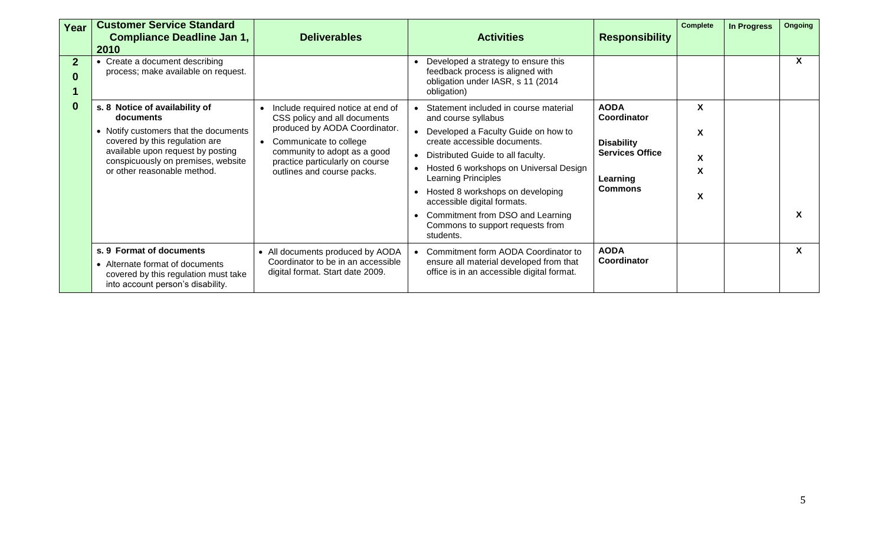| Year | Customer Service Standard Compliance Deadline Jan 1, 2010 | Deliverables | Activities | Responsibility | Complete | In Progress | Ongoing |
| --- | --- | --- | --- | --- | --- | --- | --- |
| 2010 | • Create a document describing process; make available on request. | | • Developed a strategy to ensure this feedback process is aligned with obligation under IASR, s 11 (2014 obligation) | | | | X |
| | **s. 8 Notice of availability of documents**<br>• Notify customers that the documents covered by this regulation are available upon request by posting conspicuously on premises, website or other reasonable method. | • Include required notice at end of CSS policy and all documents produced by AODA Coordinator.<br>• Communicate to college community to adopt as a good practice particularly on course outlines and course packs. | • Statement included in course material and course syllabus<br>• Developed a Faculty Guide on how to create accessible documents.<br>• Distributed Guide to all faculty.<br>• Hosted 6 workshops on Universal Design Learning Principles<br>• Hosted 8 workshops on developing accessible digital formats.<br>• Commitment from DSO and Learning Commons to support requests from students. | **AODA Coordinator**<br><br>**Disability Services Office**<br><br>**Learning Commons** | X<br>X<br>X<br>X<br>X | | <br><br><br><br><br>X |
| | **s. 9 Format of documents**<br>• Alternate format of documents covered by this regulation must take into account person's disability. | • All documents produced by AODA Coordinator to be in an accessible digital format. Start date 2009. | • Commitment form AODA Coordinator to ensure all material developed from that office is in an accessible digital format. | **AODA Coordinator** | | | X |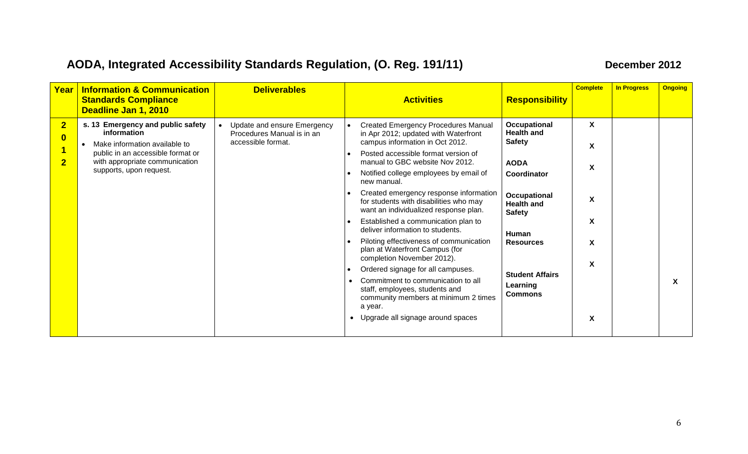## AODA, Integrated Accessibility Standards Regulation, (O. Reg. 191/11)

**December 2012**

| Year | Information & Communication Standards Compliance Deadline Jan 1, 2010 | Deliverables | Activities | Responsibility | Complete | In Progress | Ongoing |
|---|---|---|---|---|---|---|---|
| 2012 | **s. 13 Emergency and public safety information**<br>• Make information available to public in an accessible format or with appropriate communication supports, upon request. | • Update and ensure Emergency Procedures Manual is in an accessible format. | • Created Emergency Procedures Manual in Apr 2012; updated with Waterfront campus information in Oct 2012. | **Occupational Health and Safety** | X | | |
| | | | • Posted accessible format version of manual to GBC website Nov 2012. | | X | | |
| | | | • Notified college employees by email of new manual. | **AODA Coordinator** | X | | |
| | | | • Created emergency response information for students with disabilities who may want an individualized response plan. | **Occupational Health and Safety** | X | | |
| | | | • Established a communication plan to deliver information to students. | | X | | |
| | | | • Piloting effectiveness of communication plan at Waterfront Campus (for completion November 2012). | **Human Resources** | X | | |
| | | | • Ordered signage for all campuses. | | X | | |
| | | | • Commitment to communication to all staff, employees, students and community members at minimum 2 times a year. | **Student Affairs**<br>**Learning Commons** | | | X |
| | | | • Upgrade all signage around spaces | | X | | |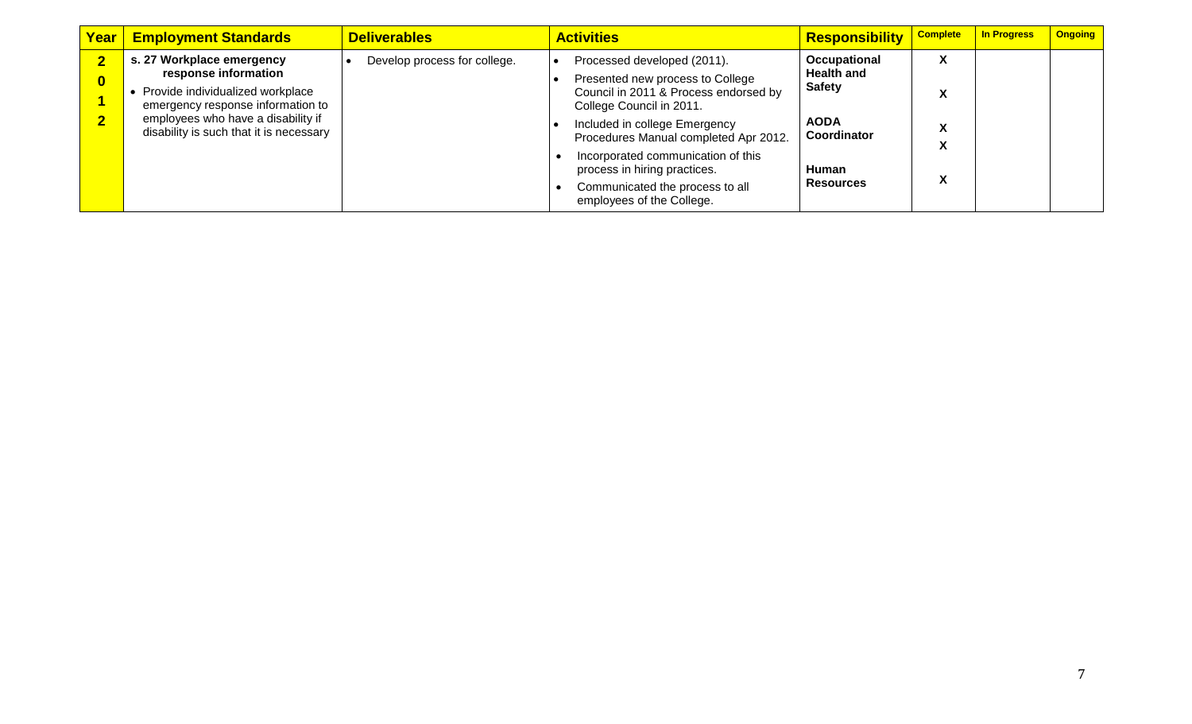| Year | Employment Standards | Deliverables | Activities | Responsibility | Complete | In Progress | Ongoing |
|---|---|---|---|---|---|---|---|
| 2012 | **s. 27 Workplace emergency response information**<br>• Provide individualized workplace emergency response information to employees who have a disability if disability is such that it is necessary | • Develop process for college. | • Processed developed (2011).<br>• Presented new process to College Council in 2011 & Process endorsed by College Council in 2011.<br>• Included in college Emergency Procedures Manual completed Apr 2012.<br>• Incorporated communication of this process in hiring practices.<br>• Communicated the process to all employees of the College. | **Occupational Health and Safety**<br><br>**AODA Coordinator**<br><br>**Human Resources** | X<br>X<br>X<br>X<br>X | | |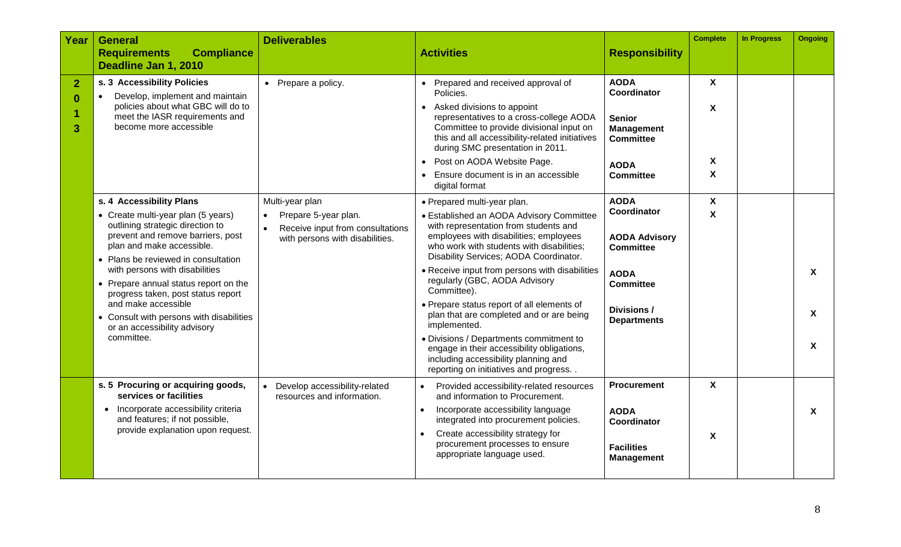| Year | General Requirements Compliance Deadline Jan 1, 2010 | Deliverables | Activities | Responsibility | Complete | In Progress | Ongoing |
|---|---|---|---|---|---|---|---|
| 2013 | **s. 3 Accessibility Policies**<br>• Develop, implement and maintain policies about what GBC will do to meet the IASR requirements and become more accessible | • Prepare a policy. | • Prepared and received approval of Policies. | **AODA Coordinator** | X | | |
| | | | • Asked divisions to appoint representatives to a cross-college AODA Committee to provide divisional input on this and all accessibility-related initiatives during SMC presentation in 2011. | **Senior Management Committee** | X | | |
| | | | • Post on AODA Website Page. | **AODA Committee** | X | | |
| | | | • Ensure document is in an accessible digital format | | X | | |
| | **s. 4 Accessibility Plans**<br>• Create multi-year plan (5 years) outlining strategic direction to prevent and remove barriers, post plan and make accessible.<br>• Plans be reviewed in consultation with persons with disabilities<br>• Prepare annual status report on the progress taken, post status report and make accessible<br>• Consult with persons with disabilities or an accessibility advisory committee. | Multi-year plan<br>• Prepare 5-year plan.<br>• Receive input from consultations with persons with disabilities. | • Prepared multi-year plan. | **AODA Coordinator** | X | | |
| | | | • Established an AODA Advisory Committee with representation from students and employees with disabilities; employees who work with students with disabilities; Disability Services; AODA Coordinator. | **AODA Advisory Committee** | X | | |
| | | | • Receive input from persons with disabilities regularly (GBC, AODA Advisory Committee). | **AODA Committee** | | | X |
| | | | • Prepare status report of all elements of plan that are completed and or are being implemented. | **Divisions / Departments** | | | X |
| | | | • Divisions / Departments commitment to engage in their accessibility obligations, including accessibility planning and reporting on initiatives and progress. . | | | | X |
| | **s. 5 Procuring or acquiring goods, services or facilities**<br>• Incorporate accessibility criteria and features; if not possible, provide explanation upon request. | • Develop accessibility-related resources and information. | • Provided accessibility-related resources and information to Procurement. | **Procurement** | X | | |
| | | | • Incorporate accessibility language integrated into procurement policies. | **AODA Coordinator** | | | X |
| | | | • Create accessibility strategy for procurement processes to ensure appropriate language used. | **Facilities Management** | X | | |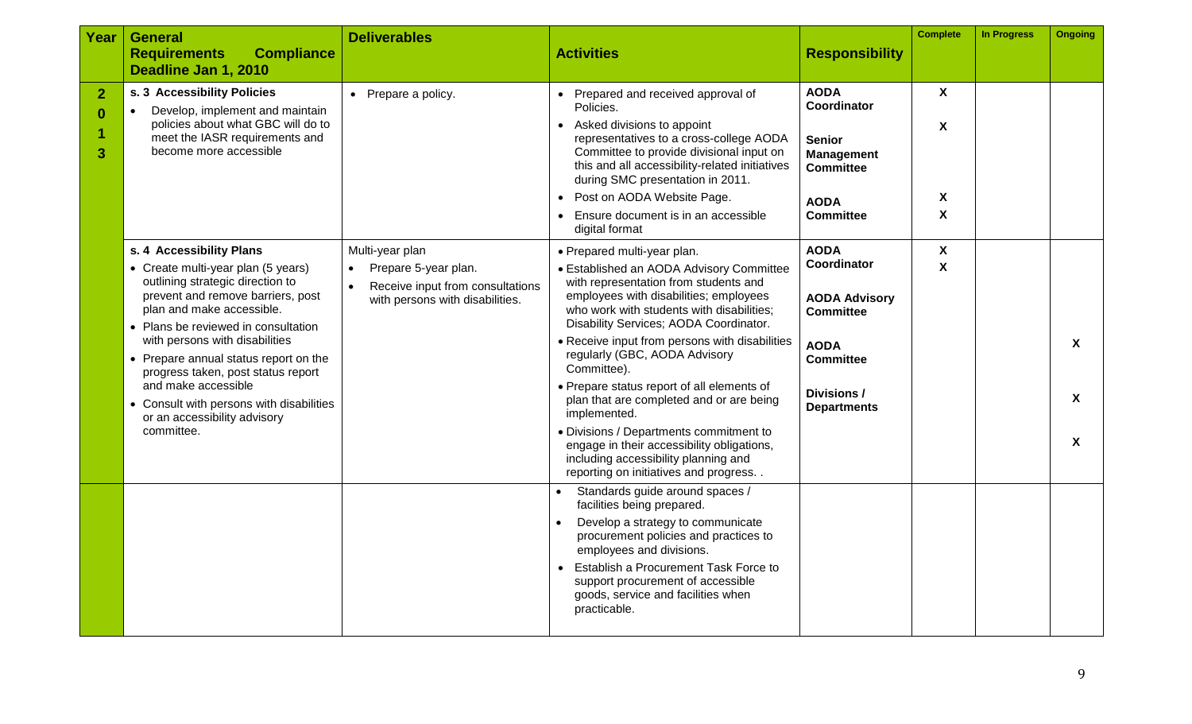| Year | General Requirements Compliance Deadline Jan 1, 2010 | Deliverables | Activities | Responsibility | Complete | In Progress | Ongoing |
|---|---|---|---|---|---|---|---|
| 2013 | **s. 3 Accessibility Policies**<br>• Develop, implement and maintain policies about what GBC will do to meet the IASR requirements and become more accessible | • Prepare a policy. | • Prepared and received approval of Policies.<br>• Asked divisions to appoint representatives to a cross-college AODA Committee to provide divisional input on this and all accessibility-related initiatives during SMC presentation in 2011.<br>• Post on AODA Website Page.<br>• Ensure document is in an accessible digital format | **AODA Coordinator**<br>**Senior Management Committee**<br>**AODA Committee** | X<br>X<br>X<br>X | | |
| | **s. 4 Accessibility Plans**<br>• Create multi-year plan (5 years) outlining strategic direction to prevent and remove barriers, post plan and make accessible.<br>• Plans be reviewed in consultation with persons with disabilities<br>• Prepare annual status report on the progress taken, post status report and make accessible<br>• Consult with persons with disabilities or an accessibility advisory committee. | Multi-year plan<br>• Prepare 5-year plan.<br>• Receive input from consultations with persons with disabilities. | • Prepared multi-year plan.<br>• Established an AODA Advisory Committee with representation from students and employees with disabilities; employees who work with students with disabilities; Disability Services; AODA Coordinator.<br>• Receive input from persons with disabilities regularly (GBC, AODA Advisory Committee).<br>• Prepare status report of all elements of plan that are completed and or are being implemented.<br>• Divisions / Departments commitment to engage in their accessibility obligations, including accessibility planning and reporting on initiatives and progress. . | **AODA Coordinator**<br>**AODA Advisory Committee**<br>**AODA Committee**<br>**Divisions / Departments** | X<br>X | | X<br>X<br>X |
| | | | • Standards guide around spaces / facilities being prepared.<br>• Develop a strategy to communicate procurement policies and practices to employees and divisions.<br>• Establish a Procurement Task Force to support procurement of accessible goods, service and facilities when practicable. | | | | |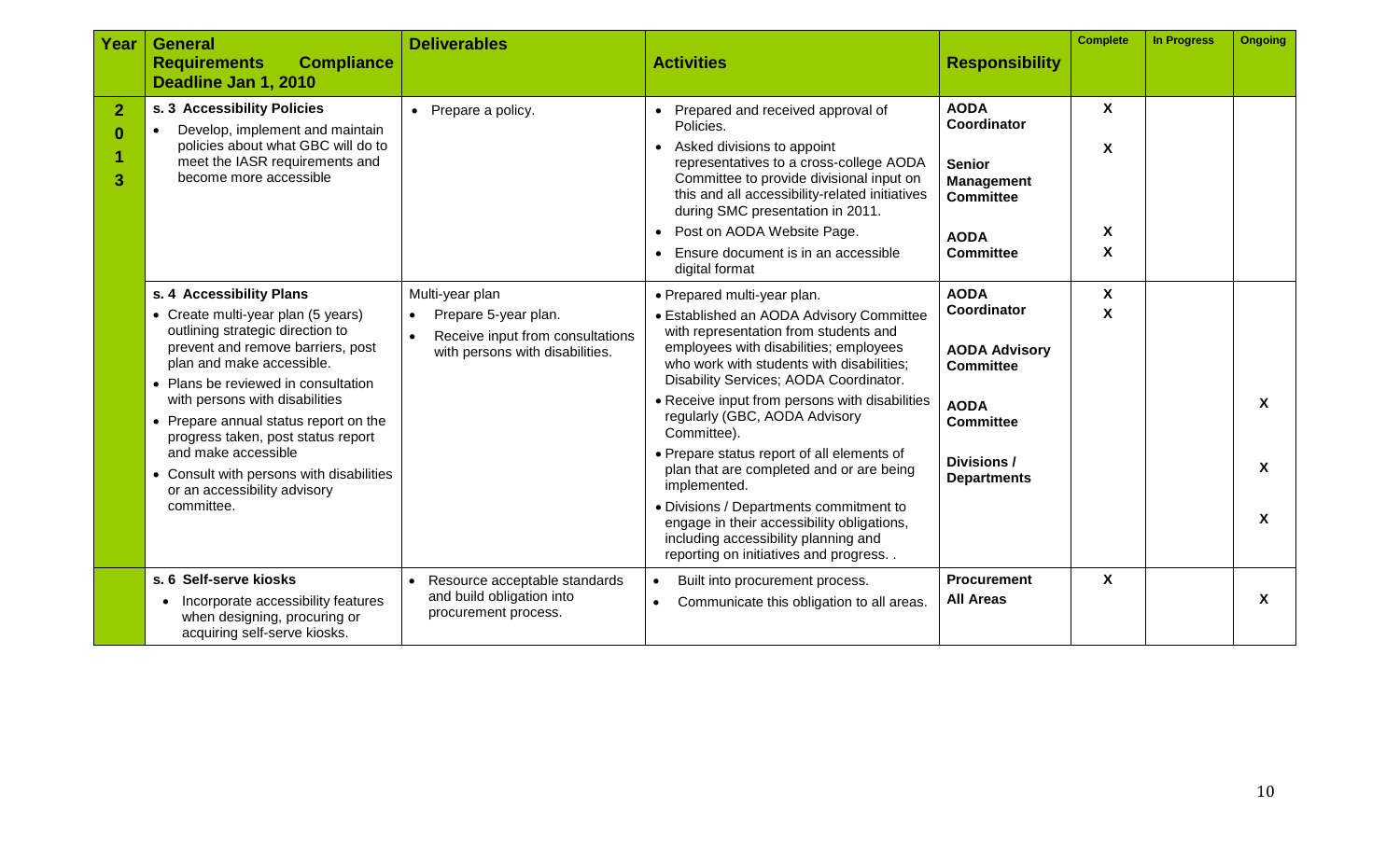| Year | General Requirements Compliance Deadline Jan 1, 2010 | Deliverables | Activities | Responsibility | Complete | In Progress | Ongoing |
|---|---|---|---|---|---|---|---|
| 2013 | **s. 3 Accessibility Policies**<br>• Develop, implement and maintain policies about what GBC will do to meet the IASR requirements and become more accessible | • Prepare a policy. | • Prepared and received approval of Policies.<br>• Asked divisions to appoint representatives to a cross-college AODA Committee to provide divisional input on this and all accessibility-related initiatives during SMC presentation in 2011.<br>• Post on AODA Website Page.<br>• Ensure document is in an accessible digital format | **AODA Coordinator**<br>**Senior Management Committee**<br>**AODA Committee** | X<br>X<br>X<br>X | | |
| | **s. 4 Accessibility Plans**<br>• Create multi-year plan (5 years) outlining strategic direction to prevent and remove barriers, post plan and make accessible.<br>• Plans be reviewed in consultation with persons with disabilities<br>• Prepare annual status report on the progress taken, post status report and make accessible<br>• Consult with persons with disabilities or an accessibility advisory committee. | Multi-year plan<br>• Prepare 5-year plan.<br>• Receive input from consultations with persons with disabilities. | • Prepared multi-year plan.<br>• Established an AODA Advisory Committee with representation from students and employees with disabilities; employees who work with students with disabilities; Disability Services; AODA Coordinator.<br>• Receive input from persons with disabilities regularly (GBC, AODA Advisory Committee).<br>• Prepare status report of all elements of plan that are completed and or are being implemented.<br>• Divisions / Departments commitment to engage in their accessibility obligations, including accessibility planning and reporting on initiatives and progress. . | **AODA Coordinator**<br>**AODA Advisory Committee**<br>**AODA Committee**<br>**Divisions / Departments** | X<br>X | | X<br>X<br>X |
| | **s. 6 Self-serve kiosks**<br>• Incorporate accessibility features when designing, procuring or acquiring self-serve kiosks. | • Resource acceptable standards and build obligation into procurement process. | • Built into procurement process.<br>• Communicate this obligation to all areas. | **Procurement**<br>**All Areas** | X | | X |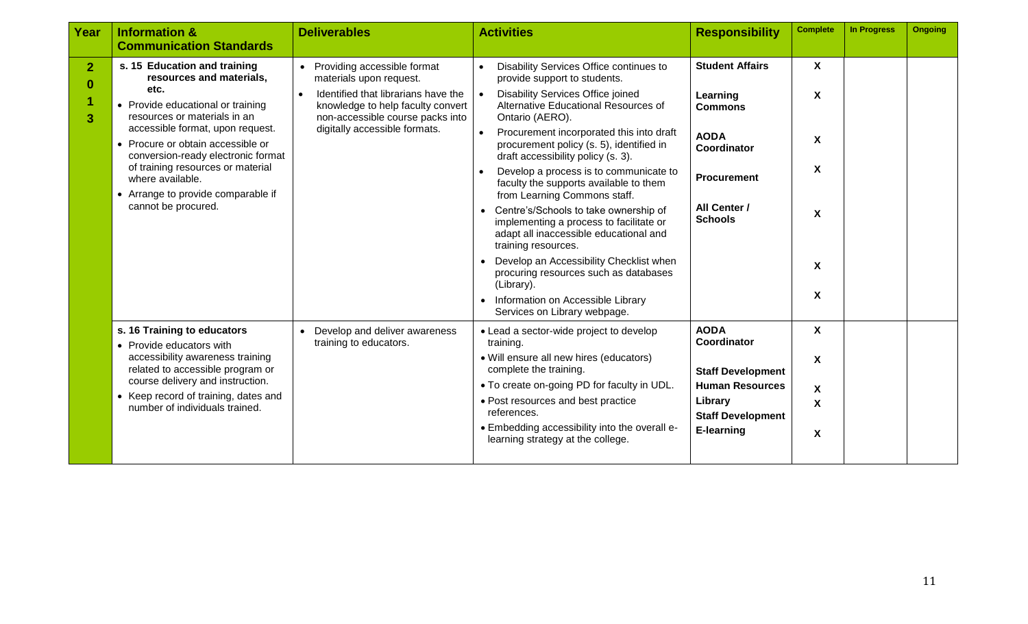| Year | Information & Communication Standards | Deliverables | Activities | Responsibility | Complete | In Progress | Ongoing |
|---|---|---|---|---|---|---|---|
| 2013 | **s. 15 Education and training resources and materials, etc.**<br>• Provide educational or training resources or materials in an accessible format, upon request.<br>• Procure or obtain accessible or conversion-ready electronic format of training resources or material where available.<br>• Arrange to provide comparable if cannot be procured. | • Providing accessible format materials upon request.<br>• Identified that librarians have the knowledge to help faculty convert non-accessible course packs into digitally accessible formats. | • Disability Services Office continues to provide support to students.<br>• Disability Services Office joined Alternative Educational Resources of Ontario (AERO).<br>• Procurement incorporated this into draft procurement policy (s. 5), identified in draft accessibility policy (s. 3).<br>• Develop a process is to communicate to faculty the supports available to them from Learning Commons staff.<br>• Centre's/Schools to take ownership of implementing a process to facilitate or adapt all inaccessible educational and training resources.<br>• Develop an Accessibility Checklist when procuring resources such as databases (Library).<br>• Information on Accessible Library Services on Library webpage. | **Student Affairs**<br>**Learning Commons**<br>**AODA Coordinator**<br>**Procurement**<br>**All Center / Schools** | X<br>X<br>X<br>X<br>X<br>X<br>X | | |
| | **s. 16 Training to educators**<br>• Provide educators with accessibility awareness training related to accessible program or course delivery and instruction.<br>• Keep record of training, dates and number of individuals trained. | • Develop and deliver awareness training to educators. | • Lead a sector-wide project to develop training.<br>• Will ensure all new hires (educators) complete the training.<br>• To create on-going PD for faculty in UDL.<br>• Post resources and best practice references.<br>• Embedding accessibility into the overall e-learning strategy at the college. | **AODA Coordinator**<br>**Staff Development**<br>**Human Resources**<br>**Library**<br>**Staff Development**<br>**E-learning** | X<br>X<br>X<br>X<br>X | | |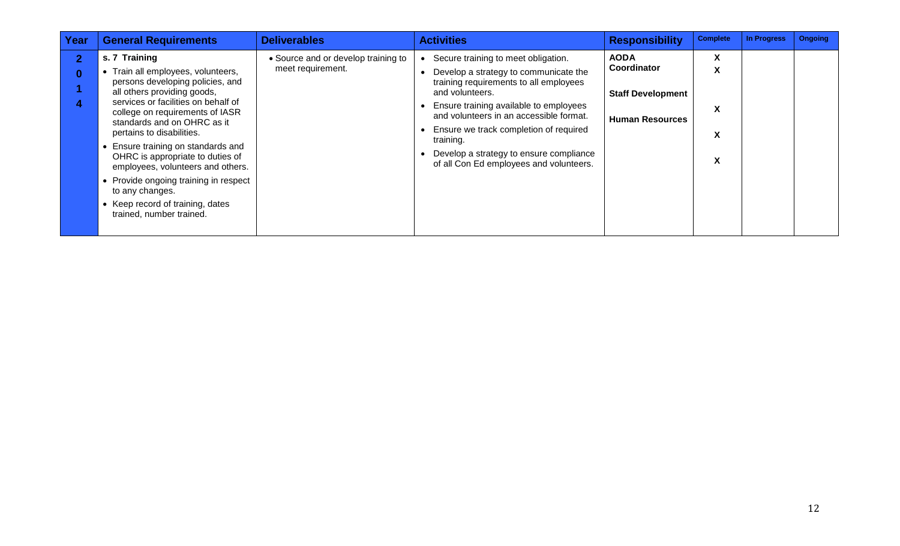| Year | General Requirements | Deliverables | Activities | Responsibility | Complete | In Progress | Ongoing |
|---|---|---|---|---|---|---|---|
| **2014** | **s. 7 Training**<br>• Train all employees, volunteers, persons developing policies, and all others providing goods, services or facilities on behalf of college on requirements of IASR standards and on OHRC as it pertains to disabilities.<br>• Ensure training on standards and OHRC is appropriate to duties of employees, volunteers and others.<br>• Provide ongoing training in respect to any changes.<br>• Keep record of training, dates trained, number trained. | • Source and or develop training to meet requirement. | • Secure training to meet obligation.<br>• Develop a strategy to communicate the training requirements to all employees and volunteers.<br>• Ensure training available to employees and volunteers in an accessible format.<br>• Ensure we track completion of required training.<br>• Develop a strategy to ensure compliance of all Con Ed employees and volunteers. | **AODA Coordinator**<br><br>**Staff Development**<br><br>**Human Resources** | X<br>X<br><br>X<br><br>X<br><br>X | | |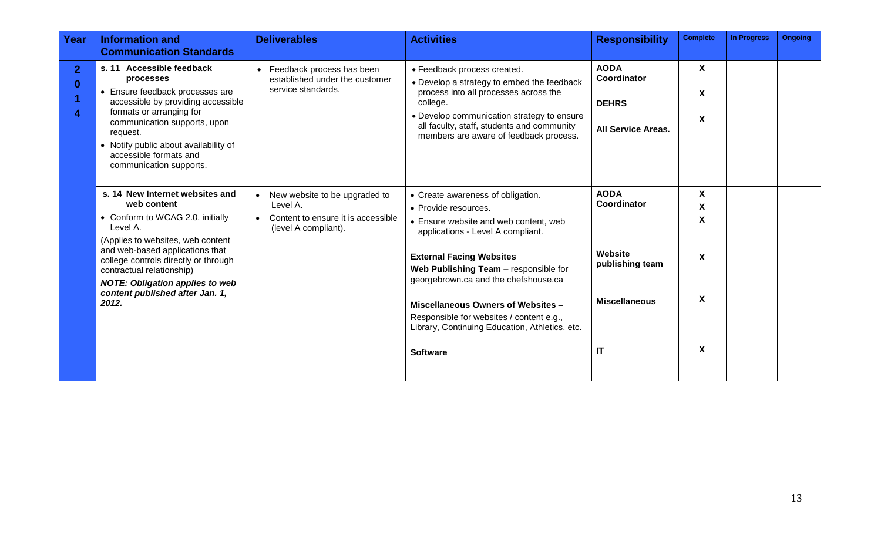| Year | Information and Communication Standards | Deliverables | Activities | Responsibility | Complete | In Progress | Ongoing |
|---|---|---|---|---|---|---|---|
| 2014 | **s. 11 Accessible feedback processes**<br>• Ensure feedback processes are accessible by providing accessible formats or arranging for communication supports, upon request.<br>• Notify public about availability of accessible formats and communication supports. | • Feedback process has been established under the customer service standards. | • Feedback process created.<br>• Develop a strategy to embed the feedback process into all processes across the college.<br>• Develop communication strategy to ensure all faculty, staff, students and community members are aware of feedback process. | **AODA Coordinator**<br>**DEHRS**<br>**All Service Areas.** | X<br>X<br>X | | |
| | **s. 14 New Internet websites and web content**<br>• Conform to WCAG 2.0, initially Level A.<br>(Applies to websites, web content and web-based applications that college controls directly or through contractual relationship)<br>***NOTE: Obligation applies to web content published after Jan. 1, 2012.*** | • New website to be upgraded to Level A.<br>• Content to ensure it is accessible (level A compliant). | • Create awareness of obligation.<br>• Provide resources.<br>• Ensure website and web content, web applications - Level A compliant.<br>**External Facing Websites**<br>**Web Publishing Team –** responsible for georgebrown.ca and the chefshouse.ca<br>**Miscellaneous Owners of Websites –** Responsible for websites / content e.g., Library, Continuing Education, Athletics, etc.<br>**Software** | **AODA Coordinator**<br>**Website publishing team**<br>**Miscellaneous**<br>**IT** | X<br>X<br>X<br>X<br>X<br>X | | |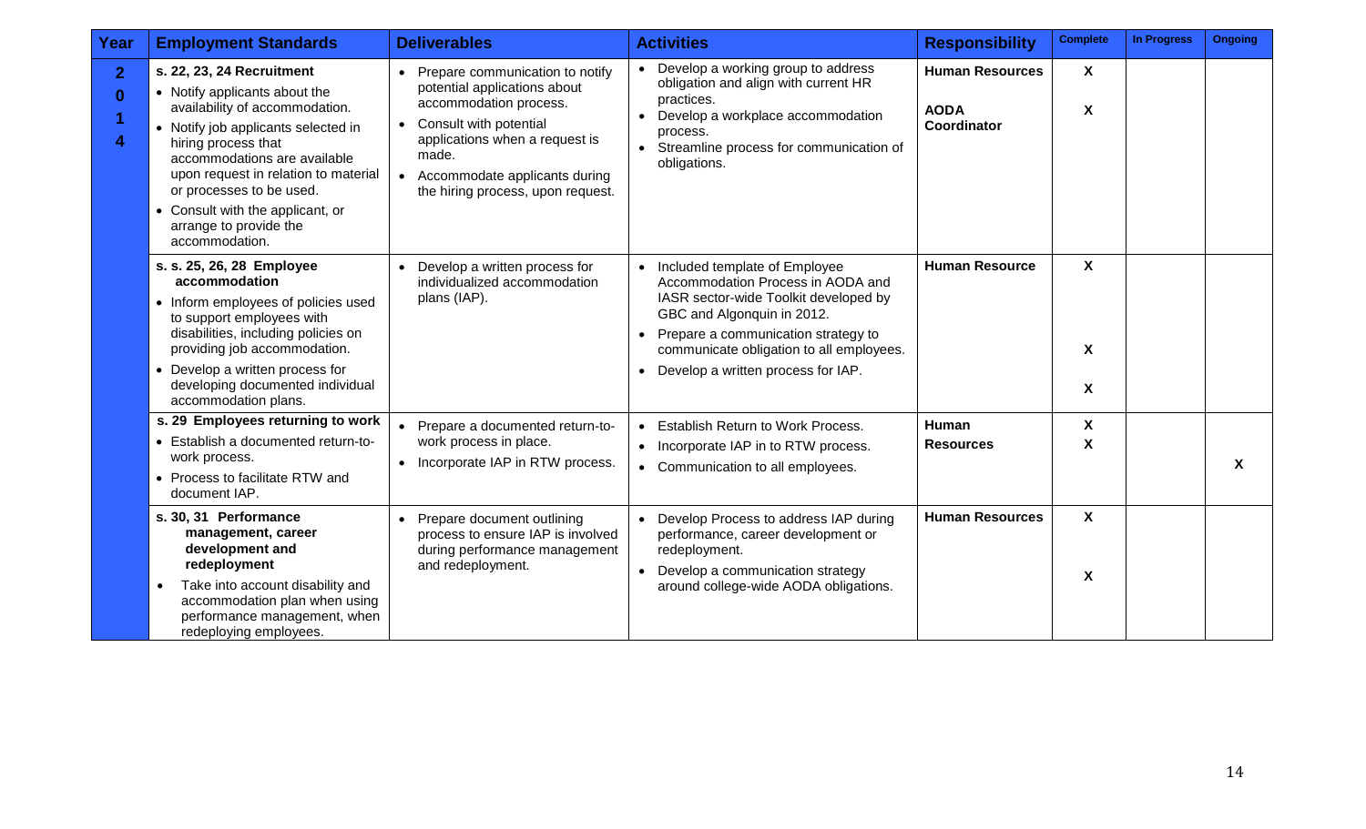| Year | Employment Standards | Deliverables | Activities | Responsibility | Complete | In Progress | Ongoing |
|---|---|---|---|---|---|---|---|
| 2014 | **s. 22, 23, 24 Recruitment**<br>• Notify applicants about the availability of accommodation.<br>• Notify job applicants selected in hiring process that accommodations are available upon request in relation to material or processes to be used.<br>• Consult with the applicant, or arrange to provide the accommodation. | • Prepare communication to notify potential applications about accommodation process.<br>• Consult with potential applications when a request is made.<br>• Accommodate applicants during the hiring process, upon request. | • Develop a working group to address obligation and align with current HR practices.<br>• Develop a workplace accommodation process.<br>• Streamline process for communication of obligations. | **Human Resources**<br>**AODA Coordinator** | X<br>X | | |
| | **s. s. 25, 26, 28 Employee accommodation**<br>• Inform employees of policies used to support employees with disabilities, including policies on providing job accommodation.<br>• Develop a written process for developing documented individual accommodation plans. | • Develop a written process for individualized accommodation plans (IAP). | • Included template of Employee Accommodation Process in AODA and IASR sector-wide Toolkit developed by GBC and Algonquin in 2012.<br>• Prepare a communication strategy to communicate obligation to all employees.<br>• Develop a written process for IAP. | **Human Resource** | X<br>X<br>X | | |
| | **s. 29 Employees returning to work**<br>• Establish a documented return-to-work process.<br>• Process to facilitate RTW and document IAP. | • Prepare a documented return-to-work process in place.<br>• Incorporate IAP in RTW process. | • Establish Return to Work Process.<br>• Incorporate IAP in to RTW process.<br>• Communication to all employees. | **Human Resources** | X<br>X | | X |
| | **s. 30, 31 Performance management, career development and redeployment**<br>• Take into account disability and accommodation plan when using performance management, when redeploying employees. | • Prepare document outlining process to ensure IAP is involved during performance management and redeployment. | • Develop Process to address IAP during performance, career development or redeployment.<br>• Develop a communication strategy around college-wide AODA obligations. | **Human Resources** | X<br>X | | |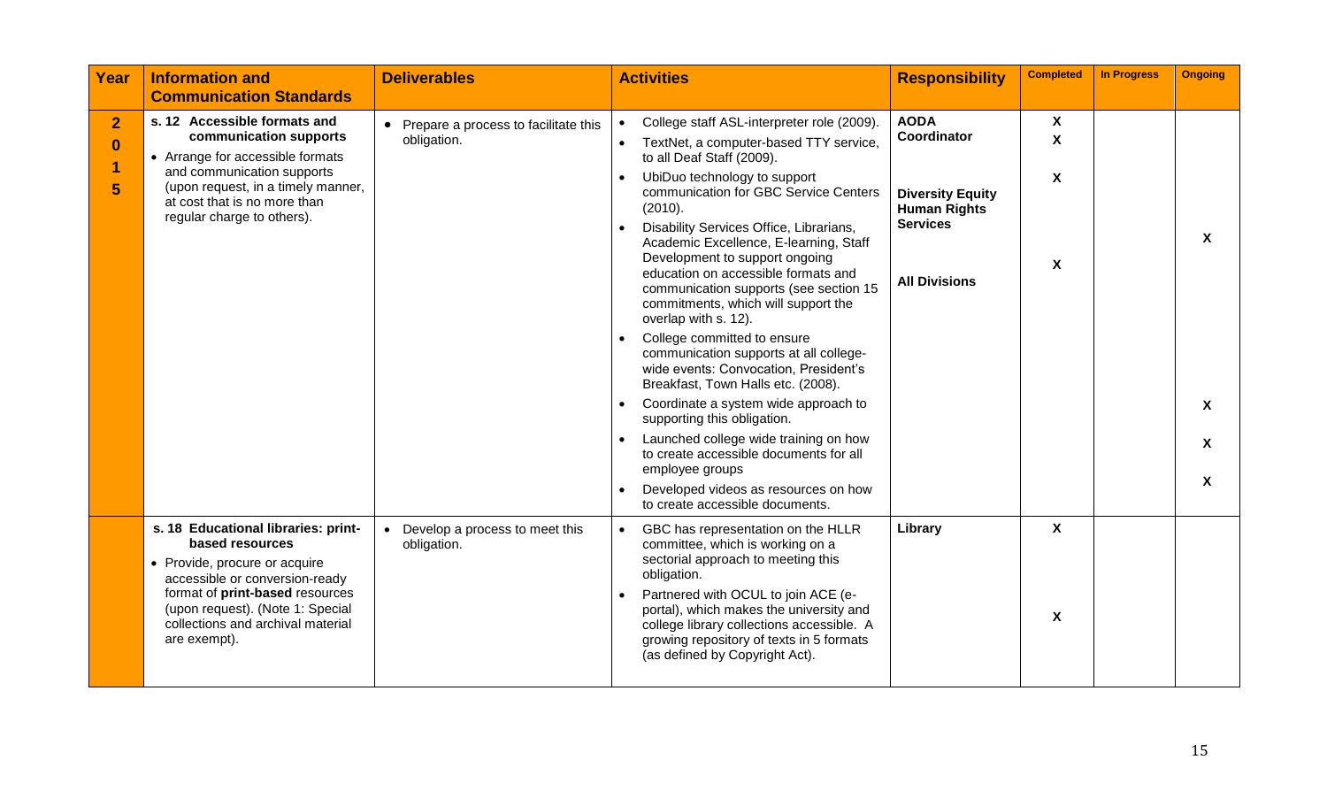| Year | Information and Communication Standards | Deliverables | Activities | Responsibility | Completed | In Progress | Ongoing |
|---|---|---|---|---|---|---|---|
| 2015 | **s. 12 Accessible formats and communication supports**<br>• Arrange for accessible formats and communication supports (upon request, in a timely manner, at cost that is no more than regular charge to others). | • Prepare a process to facilitate this obligation. | • College staff ASL-interpreter role (2009).<br>• TextNet, a computer-based TTY service, to all Deaf Staff (2009).<br>• UbiDuo technology to support communication for GBC Service Centers (2010).<br>• Disability Services Office, Librarians, Academic Excellence, E-learning, Staff Development to support ongoing education on accessible formats and communication supports (see section 15 commitments, which will support the overlap with s. 12).<br>• College committed to ensure communication supports at all college-wide events: Convocation, President's Breakfast, Town Halls etc. (2008).<br>• Coordinate a system wide approach to supporting this obligation.<br>• Launched college wide training on how to create accessible documents for all employee groups<br>• Developed videos as resources on how to create accessible documents. | **AODA Coordinator**<br><br>**Diversity Equity Human Rights Services**<br><br>**All Divisions** | X<br>X<br><br>X<br><br>X | | X<br><br>X<br>X<br>X |
| | **s. 18 Educational libraries: print-based resources**<br>• Provide, procure or acquire accessible or conversion-ready format of **print-based** resources (upon request). (Note 1: Special collections and archival material are exempt). | • Develop a process to meet this obligation. | • GBC has representation on the HLLR committee, which is working on a sectorial approach to meeting this obligation.<br>• Partnered with OCUL to join ACE (e-portal), which makes the university and college library collections accessible. A growing repository of texts in 5 formats (as defined by Copyright Act). | **Library** | X<br><br>X | | |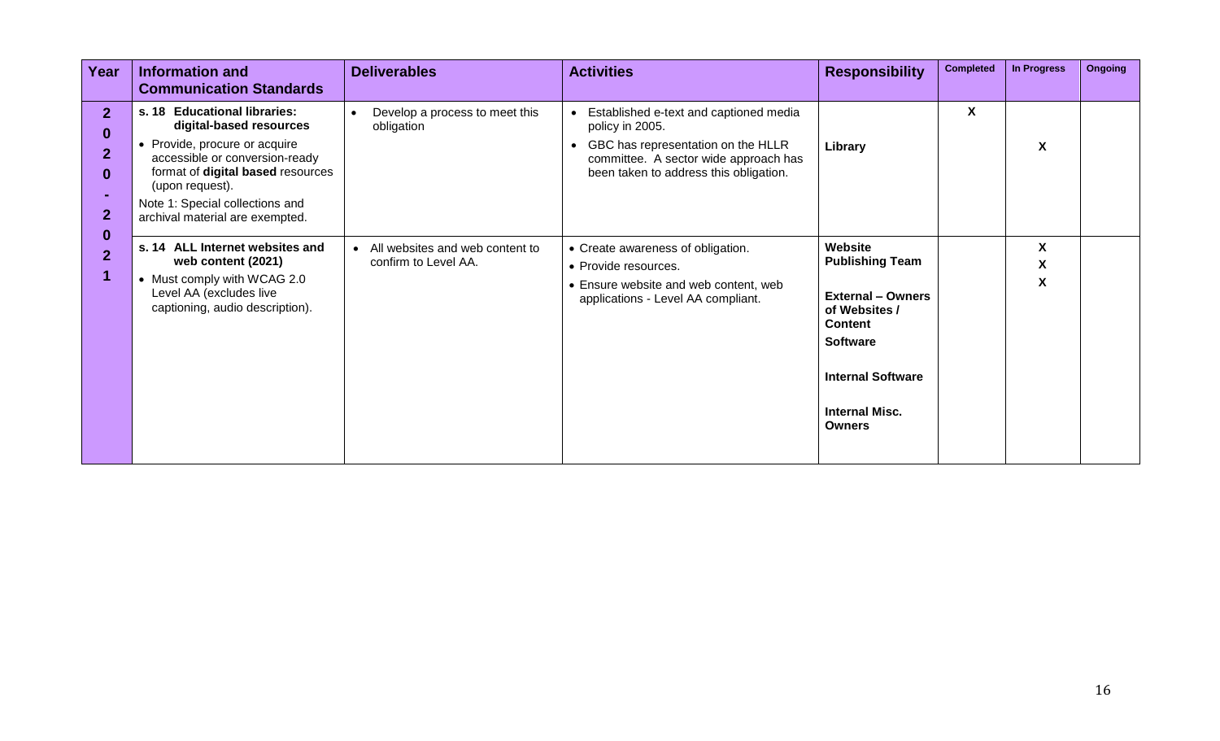| Year | Information and Communication Standards | Deliverables | Activities | Responsibility | Completed | In Progress | Ongoing |
|---|---|---|---|---|---|---|---|
| 2020-2021 | **s. 18 Educational libraries: digital-based resources**<br>• Provide, procure or acquire accessible or conversion-ready format of **digital based** resources (upon request).<br>Note 1: Special collections and archival material are exempted. | • Develop a process to meet this obligation | • Established e-text and captioned media policy in 2005.<br>• GBC has representation on the HLLR committee. A sector wide approach has been taken to address this obligation. | **Library** | X | X | |
| | **s. 14 ALL Internet websites and web content (2021)**<br>• Must comply with WCAG 2.0 Level AA (excludes live captioning, audio description). | • All websites and web content to confirm to Level AA. | • Create awareness of obligation.<br>• Provide resources.<br>• Ensure website and web content, web applications - Level AA compliant. | **Website Publishing Team**<br><br>**External – Owners of Websites / Content**<br>**Software**<br><br>**Internal Software**<br><br>**Internal Misc. Owners** | | X<br>X<br>X | |